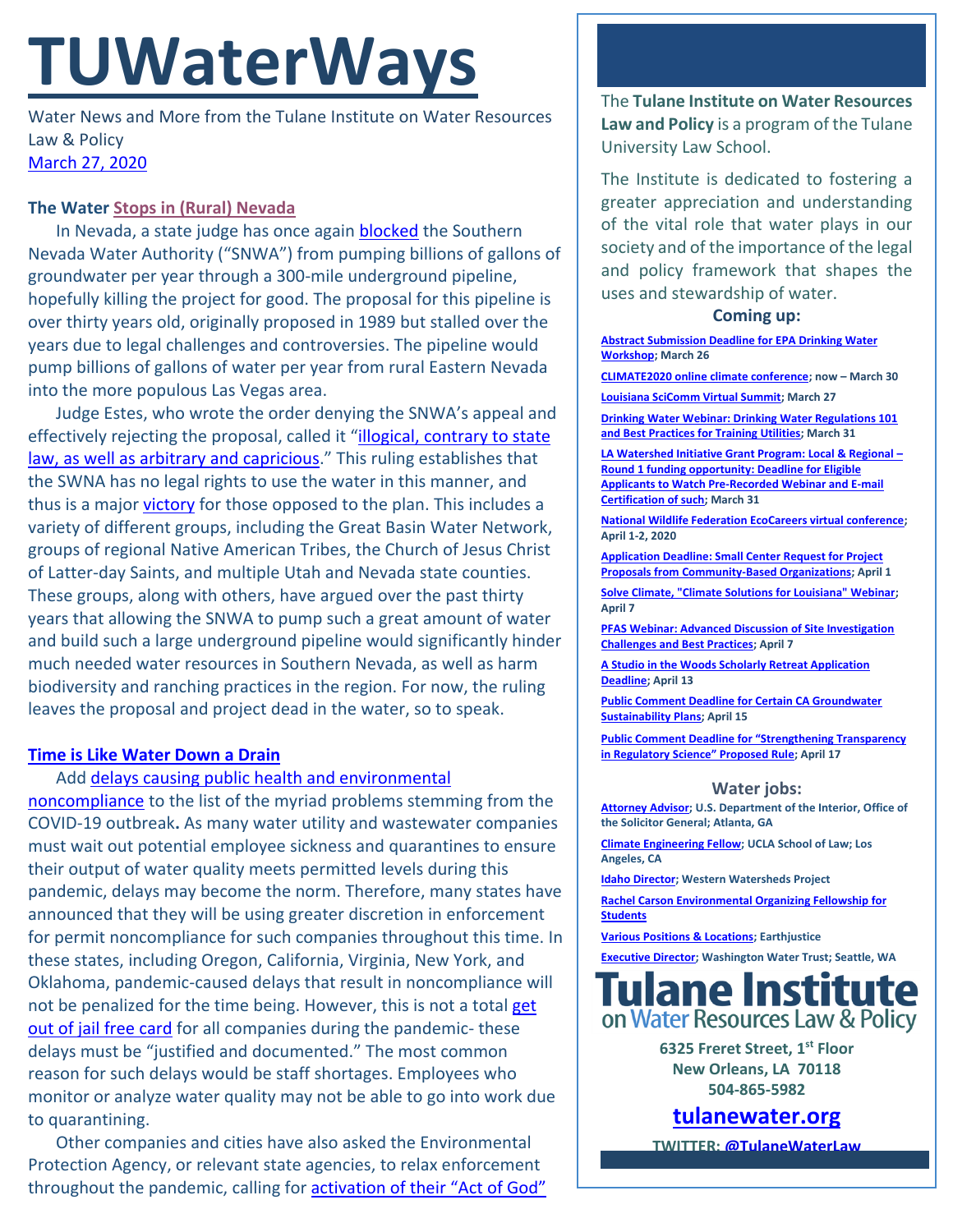# TUWaterWays

Water News and More from the Tulane Institute on Water Resources Law & Policy
March 27, 2020

### The Water Stops in (Rural) Nevada

In Nevada, a state judge has once again blocked the Southern Nevada Water Authority ("SNWA") from pumping billions of gallons of groundwater per year through a 300-mile underground pipeline, hopefully killing the project for good. The proposal for this pipeline is over thirty years old, originally proposed in 1989 but stalled over the years due to legal challenges and controversies. The pipeline would pump billions of gallons of water per year from rural Eastern Nevada into the more populous Las Vegas area.

Judge Estes, who wrote the order denying the SNWA's appeal and effectively rejecting the proposal, called it "illogical, contrary to state law, as well as arbitrary and capricious." This ruling establishes that the SWNA has no legal rights to use the water in this manner, and thus is a major victory for those opposed to the plan. This includes a variety of different groups, including the Great Basin Water Network, groups of regional Native American Tribes, the Church of Jesus Christ of Latter-day Saints, and multiple Utah and Nevada state counties. These groups, along with others, have argued over the past thirty years that allowing the SNWA to pump such a great amount of water and build such a large underground pipeline would significantly hinder much needed water resources in Southern Nevada, as well as harm biodiversity and ranching practices in the region. For now, the ruling leaves the proposal and project dead in the water, so to speak.

### Time is Like Water Down a Drain

Add delays causing public health and environmental noncompliance to the list of the myriad problems stemming from the COVID-19 outbreak**.** As many water utility and wastewater companies must wait out potential employee sickness and quarantines to ensure their output of water quality meets permitted levels during this pandemic, delays may become the norm. Therefore, many states have announced that they will be using greater discretion in enforcement for permit noncompliance for such companies throughout this time. In these states, including Oregon, California, Virginia, New York, and Oklahoma, pandemic-caused delays that result in noncompliance will not be penalized for the time being. However, this is not a total get out of jail free card for all companies during the pandemic- these delays must be "justified and documented." The most common reason for such delays would be staff shortages. Employees who monitor or analyze water quality may not be able to go into work due to quarantining.

Other companies and cities have also asked the Environmental Protection Agency, or relevant state agencies, to relax enforcement throughout the pandemic, calling for activation of their "Act of God"

---

The **Tulane Institute on Water Resources Law and Policy** is a program of the Tulane University Law School.

The Institute is dedicated to fostering a greater appreciation and understanding of the vital role that water plays in our society and of the importance of the legal and policy framework that shapes the uses and stewardship of water.

**Coming up:**

- **Abstract Submission Deadline for EPA Drinking Water Workshop; March 26**
- **CLIMATE2020 online climate conference; now – March 30**
- **Louisiana SciComm Virtual Summit; March 27**
- **Drinking Water Webinar: Drinking Water Regulations 101 and Best Practices for Training Utilities; March 31**
- **LA Watershed Initiative Grant Program: Local & Regional – Round 1 funding opportunity: Deadline for Eligible Applicants to Watch Pre-Recorded Webinar and E-mail Certification of such; March 31**
- **National Wildlife Federation EcoCareers virtual conference; April 1-2, 2020**
- **Application Deadline: Small Center Request for Project Proposals from Community-Based Organizations; April 1**
- **Solve Climate, "Climate Solutions for Louisiana" Webinar; April 7**
- **PFAS Webinar: Advanced Discussion of Site Investigation Challenges and Best Practices; April 7**
- **A Studio in the Woods Scholarly Retreat Application Deadline; April 13**
- **Public Comment Deadline for Certain CA Groundwater Sustainability Plans; April 15**
- **Public Comment Deadline for "Strengthening Transparency in Regulatory Science" Proposed Rule; April 17**

**Water jobs:**

- **Attorney Advisor; U.S. Department of the Interior, Office of the Solicitor General; Atlanta, GA**
- **Climate Engineering Fellow; UCLA School of Law; Los Angeles, CA**
- **Idaho Director; Western Watersheds Project**
- **Rachel Carson Environmental Organizing Fellowship for Students**
- **Various Positions & Locations; Earthjustice**
- **Executive Director; Washington Water Trust; Seattle, WA**

**Tulane Institute on Water Resources Law & Policy**

**6325 Freret Street, 1st Floor**
**New Orleans, LA 70118**
**504-865-5982**

**tulanewater.org**

**TWITTER: @TulaneWaterLaw**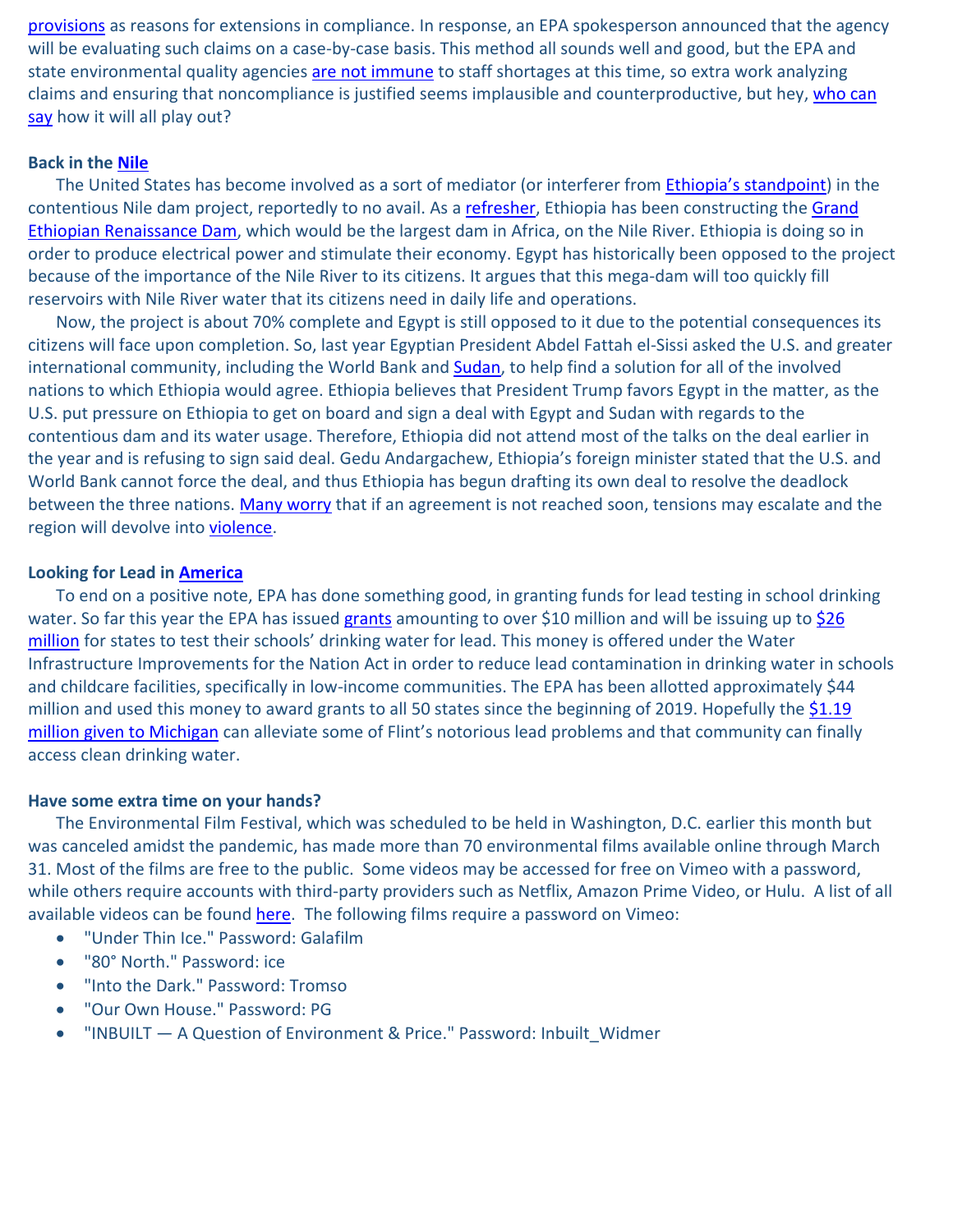provisions as reasons for extensions in compliance. In response, an EPA spokesperson announced that the agency will be evaluating such claims on a case-by-case basis. This method all sounds well and good, but the EPA and state environmental quality agencies are not immune to staff shortages at this time, so extra work analyzing claims and ensuring that noncompliance is justified seems implausible and counterproductive, but hey, who can say how it will all play out?

**Back in the Nile**

The United States has become involved as a sort of mediator (or interferer from Ethiopia's standpoint) in the contentious Nile dam project, reportedly to no avail. As a refresher, Ethiopia has been constructing the Grand Ethiopian Renaissance Dam, which would be the largest dam in Africa, on the Nile River. Ethiopia is doing so in order to produce electrical power and stimulate their economy. Egypt has historically been opposed to the project because of the importance of the Nile River to its citizens. It argues that this mega-dam will too quickly fill reservoirs with Nile River water that its citizens need in daily life and operations.

Now, the project is about 70% complete and Egypt is still opposed to it due to the potential consequences its citizens will face upon completion. So, last year Egyptian President Abdel Fattah el-Sissi asked the U.S. and greater international community, including the World Bank and Sudan, to help find a solution for all of the involved nations to which Ethiopia would agree. Ethiopia believes that President Trump favors Egypt in the matter, as the U.S. put pressure on Ethiopia to get on board and sign a deal with Egypt and Sudan with regards to the contentious dam and its water usage. Therefore, Ethiopia did not attend most of the talks on the deal earlier in the year and is refusing to sign said deal. Gedu Andargachew, Ethiopia's foreign minister stated that the U.S. and World Bank cannot force the deal, and thus Ethiopia has begun drafting its own deal to resolve the deadlock between the three nations. Many worry that if an agreement is not reached soon, tensions may escalate and the region will devolve into violence.

**Looking for Lead in America**

To end on a positive note, EPA has done something good, in granting funds for lead testing in school drinking water. So far this year the EPA has issued grants amounting to over $10 million and will be issuing up to $26 million for states to test their schools' drinking water for lead. This money is offered under the Water Infrastructure Improvements for the Nation Act in order to reduce lead contamination in drinking water in schools and childcare facilities, specifically in low-income communities. The EPA has been allotted approximately $44 million and used this money to award grants to all 50 states since the beginning of 2019. Hopefully the $1.19 million given to Michigan can alleviate some of Flint's notorious lead problems and that community can finally access clean drinking water.

**Have some extra time on your hands?**

The Environmental Film Festival, which was scheduled to be held in Washington, D.C. earlier this month but was canceled amidst the pandemic, has made more than 70 environmental films available online through March 31. Most of the films are free to the public. Some videos may be accessed for free on Vimeo with a password, while others require accounts with third-party providers such as Netflix, Amazon Prime Video, or Hulu. A list of all available videos can be found here. The following films require a password on Vimeo:

- "Under Thin Ice." Password: Galafilm
- "80° North." Password: ice
- "Into the Dark." Password: Tromso
- "Our Own House." Password: PG
- "INBUILT — A Question of Environment & Price." Password: Inbuilt_Widmer